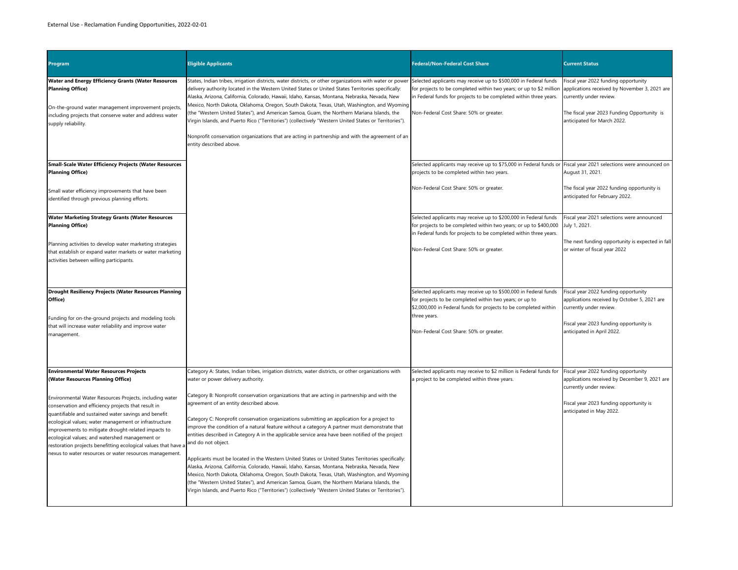External Use - Reclamation Funding Opportunities, 2022-02-01

| Program | Eligible Applicants | Federal/Non-Federal Cost Share | Current Status |
|---|---|---|---|
| **Water and Energy Efficiency Grants (Water Resources Planning Office)**<br><br>On-the-ground water management improvement projects, including projects that conserve water and address water supply reliability. | States, Indian tribes, irrigation districts, water districts, or other organizations with water or power delivery authority located in the Western United States or United States Territories specifically: Alaska, Arizona, California, Colorado, Hawaii, Idaho, Kansas, Montana, Nebraska, Nevada, New Mexico, North Dakota, Oklahoma, Oregon, South Dakota, Texas, Utah, Washington, and Wyoming (the "Western United States"), and American Samoa, Guam, the Northern Mariana Islands, the Virgin Islands, and Puerto Rico ("Territories") (collectively "Western United States or Territories").<br><br>Nonprofit conservation organizations that are acting in partnership and with the agreement of an entity described above. | Selected applicants may receive up to $500,000 in Federal funds for projects to be completed within two years; or up to $2 million in Federal funds for projects to be completed within three years.<br><br>Non-Federal Cost Share: 50% or greater. | Fiscal year 2022 funding opportunity applications received by November 3, 2021 are currently under review.<br><br>The fiscal year 2023 Funding Opportunity is anticipated for March 2022. |
| **Small-Scale Water Efficiency Projects (Water Resources Planning Office)**<br><br>Small water efficiency improvements that have been identified through previous planning efforts. | | Selected applicants may receive up to $75,000 in Federal funds or projects to be completed within two years.<br><br>Non-Federal Cost Share: 50% or greater. | Fiscal year 2021 selections were announced on August 31, 2021.<br><br>The fiscal year 2022 funding opportunity is anticipated for February 2022. |
| **Water Marketing Strategy Grants (Water Resources Planning Office)**<br><br>Planning activities to develop water marketing strategies that establish or expand water markets or water marketing activities between willing participants. | | Selected applicants may receive up to $200,000 in Federal funds for projects to be completed within two years; or up to $400,000 in Federal funds for projects to be completed within three years.<br><br>Non-Federal Cost Share: 50% or greater. | Fiscal year 2021 selections were announced July 1, 2021.<br><br>The next funding opportunity is expected in fall or winter of fiscal year 2022 |
| **Drought Resiliency Projects (Water Resources Planning Office)**<br><br>Funding for on-the-ground projects and modeling tools that will increase water reliability and improve water management. | | Selected applicants may receive up to $500,000 in Federal funds for projects to be completed within two years; or up to $2,000,000 in Federal funds for projects to be completed within three years.<br><br>Non-Federal Cost Share: 50% or greater. | Fiscal year 2022 funding opportunity applications received by October 5, 2021 are currently under review.<br><br>Fiscal year 2023 funding opportunity is anticipated in April 2022. |
| **Environmental Water Resources Projects (Water Resources Planning Office)**<br><br>Environmental Water Resources Projects, including water conservation and efficiency projects that result in quantifiable and sustained water savings and benefit ecological values; water management or infrastructure improvements to mitigate drought-related impacts to ecological values; and watershed management or restoration projects benefitting ecological values that have a nexus to water resources or water resources management. | Category A: States, Indian tribes, irrigation districts, water districts, or other organizations with water or power delivery authority.<br><br>Category B: Nonprofit conservation organizations that are acting in partnership and with the agreement of an entity described above.<br><br>Category C: Nonprofit conservation organizations submitting an application for a project to improve the condition of a natural feature without a category A partner must demonstrate that entities described in Category A in the applicable service area have been notified of the project and do not object.<br><br>Applicants must be located in the Western United States or United States Territories specifically: Alaska, Arizona, California, Colorado, Hawaii, Idaho, Kansas, Montana, Nebraska, Nevada, New Mexico, North Dakota, Oklahoma, Oregon, South Dakota, Texas, Utah, Washington, and Wyoming (the "Western United States"), and American Samoa, Guam, the Northern Mariana Islands, the Virgin Islands, and Puerto Rico ("Territories") (collectively "Western United States or Territories"). | Selected applicants may receive to $2 million is Federal funds for a project to be completed within three years. | Fiscal year 2022 funding opportunity applications received by December 9, 2021 are currently under review.<br><br>Fiscal year 2023 funding opportunity is anticipated in May 2022. |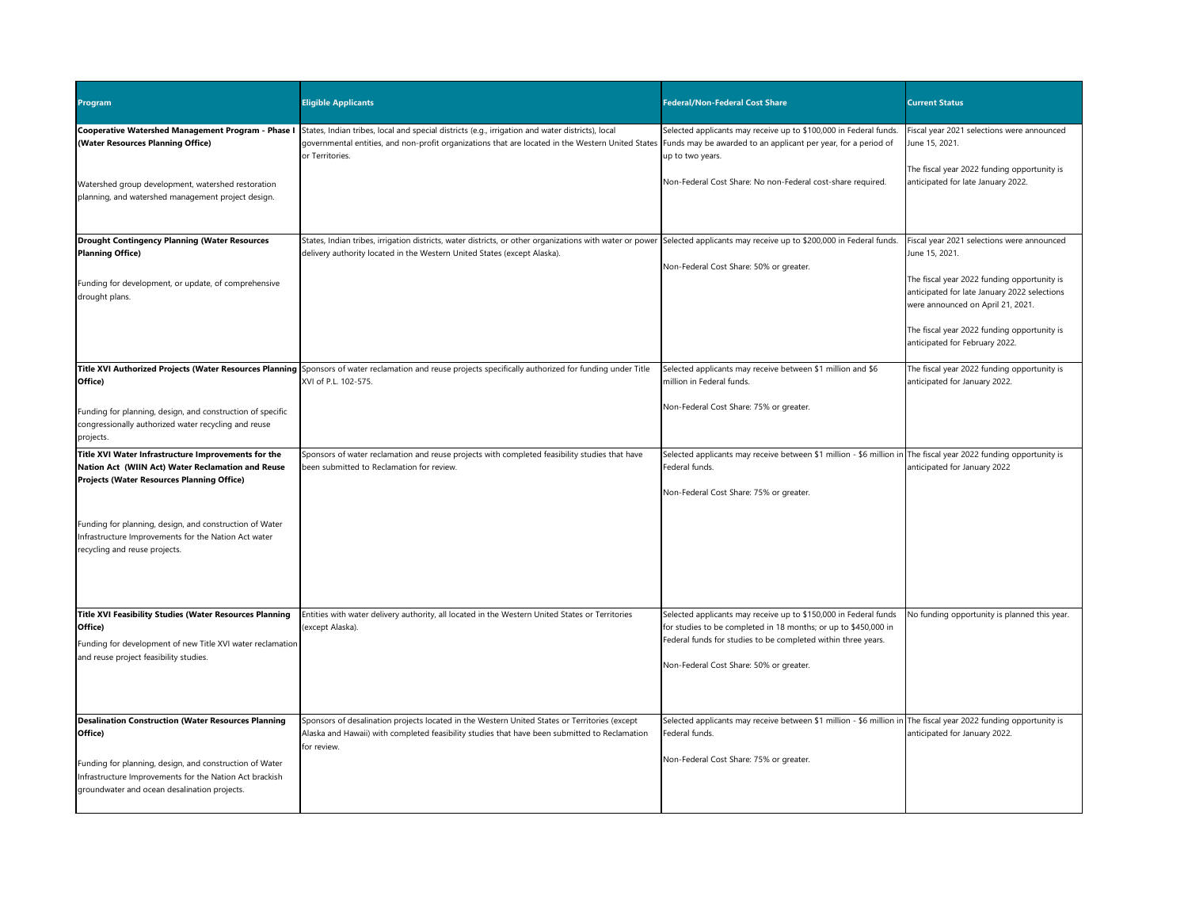| Program | Eligible Applicants | Federal/Non-Federal Cost Share | Current Status |
|---|---|---|---|
| **Cooperative Watershed Management Program - Phase I (Water Resources Planning Office)**<br><br>Watershed group development, watershed restoration planning, and watershed management project design. | States, Indian tribes, local and special districts (e.g., irrigation and water districts), local governmental entities, and non-profit organizations that are located in the Western United States or Territories. | Selected applicants may receive up to $100,000 in Federal funds. Funds may be awarded to an applicant per year, for a period of up to two years.<br><br>Non-Federal Cost Share: No non-Federal cost-share required. | Fiscal year 2021 selections were announced June 15, 2021.<br><br>The fiscal year 2022 funding opportunity is anticipated for late January 2022. |
| **Drought Contingency Planning (Water Resources Planning Office)**<br><br>Funding for development, or update, of comprehensive drought plans. | States, Indian tribes, irrigation districts, water districts, or other organizations with water or power delivery authority located in the Western United States (except Alaska). | Selected applicants may receive up to $200,000 in Federal funds.<br><br>Non-Federal Cost Share: 50% or greater. | Fiscal year 2021 selections were announced June 15, 2021.<br><br>The fiscal year 2022 funding opportunity is anticipated for late January 2022 selections were announced on April 21, 2021.<br><br>The fiscal year 2022 funding opportunity is anticipated for February 2022. |
| **Title XVI Authorized Projects (Water Resources Planning Office)**<br><br>Funding for planning, design, and construction of specific congressionally authorized water recycling and reuse projects. | Sponsors of water reclamation and reuse projects specifically authorized for funding under Title XVI of P.L. 102-575. | Selected applicants may receive between $1 million and $6 million in Federal funds.<br><br>Non-Federal Cost Share: 75% or greater. | The fiscal year 2022 funding opportunity is anticipated for January 2022. |
| **Title XVI Water Infrastructure Improvements for the Nation Act (WIIN Act) Water Reclamation and Reuse Projects (Water Resources Planning Office)**<br><br>Funding for planning, design, and construction of Water Infrastructure Improvements for the Nation Act water recycling and reuse projects. | Sponsors of water reclamation and reuse projects with completed feasibility studies that have been submitted to Reclamation for review. | Selected applicants may receive between $1 million - $6 million in Federal funds.<br><br>Non-Federal Cost Share: 75% or greater. | The fiscal year 2022 funding opportunity is anticipated for January 2022 |
| **Title XVI Feasibility Studies (Water Resources Planning Office)**<br><br>Funding for development of new Title XVI water reclamation and reuse project feasibility studies. | Entities with water delivery authority, all located in the Western United States or Territories (except Alaska). | Selected applicants may receive up to $150,000 in Federal funds for studies to be completed in 18 months; or up to $450,000 in Federal funds for studies to be completed within three years.<br><br>Non-Federal Cost Share: 50% or greater. | No funding opportunity is planned this year. |
| **Desalination Construction (Water Resources Planning Office)**<br><br>Funding for planning, design, and construction of Water Infrastructure Improvements for the Nation Act brackish groundwater and ocean desalination projects. | Sponsors of desalination projects located in the Western United States or Territories (except Alaska and Hawaii) with completed feasibility studies that have been submitted to Reclamation for review. | Selected applicants may receive between $1 million - $6 million in Federal funds.<br><br>Non-Federal Cost Share: 75% or greater. | The fiscal year 2022 funding opportunity is anticipated for January 2022. |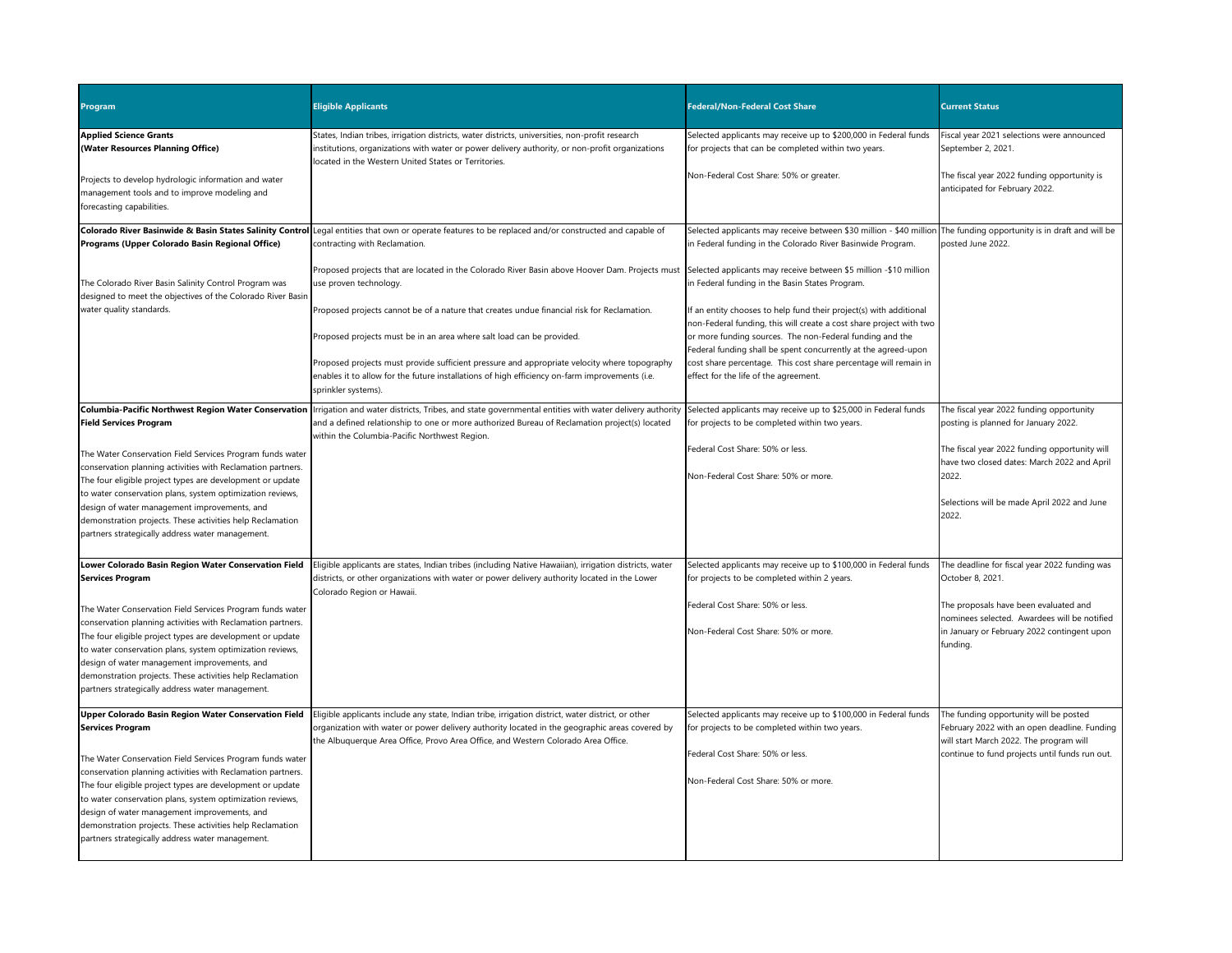| Program | Eligible Applicants | Federal/Non-Federal Cost Share | Current Status |
|---|---|---|---|
| **Applied Science Grants (Water Resources Planning Office)**<br><br>Projects to develop hydrologic information and water management tools and to improve modeling and forecasting capabilities. | States, Indian tribes, irrigation districts, water districts, universities, non-profit research institutions, organizations with water or power delivery authority, or non-profit organizations located in the Western United States or Territories. | Selected applicants may receive up to $200,000 in Federal funds for projects that can be completed within two years.<br><br>Non-Federal Cost Share: 50% or greater. | Fiscal year 2021 selections were announced September 2, 2021.<br><br>The fiscal year 2022 funding opportunity is anticipated for February 2022. |
| **Colorado River Basinwide & Basin States Salinity Control Programs (Upper Colorado Basin Regional Office)**<br><br>The Colorado River Basin Salinity Control Program was designed to meet the objectives of the Colorado River Basin water quality standards. | Legal entities that own or operate features to be replaced and/or constructed and capable of contracting with Reclamation.<br><br>Proposed projects that are located in the Colorado River Basin above Hoover Dam. Projects must use proven technology.<br><br>Proposed projects cannot be of a nature that creates undue financial risk for Reclamation.<br><br>Proposed projects must be in an area where salt load can be provided.<br><br>Proposed projects must provide sufficient pressure and appropriate velocity where topography enables it to allow for the future installations of high efficiency on-farm improvements (i.e. sprinkler systems). | Selected applicants may receive between $30 million - $40 million in Federal funding in the Colorado River Basinwide Program.<br><br>Selected applicants may receive between $5 million -$10 million in Federal funding in the Basin States Program.<br><br>If an entity chooses to help fund their project(s) with additional non-Federal funding, this will create a cost share project with two or more funding sources. The non-Federal funding and the Federal funding shall be spent concurrently at the agreed-upon cost share percentage. This cost share percentage will remain in effect for the life of the agreement. | The funding opportunity is in draft and will be posted June 2022. |
| **Columbia-Pacific Northwest Region Water Conservation Field Services Program**<br><br>The Water Conservation Field Services Program funds water conservation planning activities with Reclamation partners. The four eligible project types are development or update to water conservation plans, system optimization reviews, design of water management improvements, and demonstration projects. These activities help Reclamation partners strategically address water management. | Irrigation and water districts, Tribes, and state governmental entities with water delivery authority and a defined relationship to one or more authorized Bureau of Reclamation project(s) located within the Columbia-Pacific Northwest Region. | Selected applicants may receive up to $25,000 in Federal funds for projects to be completed within two years.<br><br>Federal Cost Share: 50% or less.<br><br>Non-Federal Cost Share: 50% or more. | The fiscal year 2022 funding opportunity posting is planned for January 2022.<br><br>The fiscal year 2022 funding opportunity will have two closed dates: March 2022 and April 2022.<br><br>Selections will be made April 2022 and June 2022. |
| **Lower Colorado Basin Region Water Conservation Field Services Program**<br><br>The Water Conservation Field Services Program funds water conservation planning activities with Reclamation partners. The four eligible project types are development or update to water conservation plans, system optimization reviews, design of water management improvements, and demonstration projects. These activities help Reclamation partners strategically address water management. | Eligible applicants are states, Indian tribes (including Native Hawaiian), irrigation districts, water districts, or other organizations with water or power delivery authority located in the Lower Colorado Region or Hawaii. | Selected applicants may receive up to $100,000 in Federal funds for projects to be completed within 2 years.<br><br>Federal Cost Share: 50% or less.<br><br>Non-Federal Cost Share: 50% or more. | The deadline for fiscal year 2022 funding was October 8, 2021.<br><br>The proposals have been evaluated and nominees selected. Awardees will be notified in January or February 2022 contingent upon funding. |
| **Upper Colorado Basin Region Water Conservation Field Services Program**<br><br>The Water Conservation Field Services Program funds water conservation planning activities with Reclamation partners. The four eligible project types are development or update to water conservation plans, system optimization reviews, design of water management improvements, and demonstration projects. These activities help Reclamation partners strategically address water management. | Eligible applicants include any state, Indian tribe, irrigation district, water district, or other organization with water or power delivery authority located in the geographic areas covered by the Albuquerque Area Office, Provo Area Office, and Western Colorado Area Office. | Selected applicants may receive up to $100,000 in Federal funds for projects to be completed within two years.<br><br>Federal Cost Share: 50% or less.<br><br>Non-Federal Cost Share: 50% or more. | The funding opportunity will be posted February 2022 with an open deadline. Funding will start March 2022. The program will continue to fund projects until funds run out. |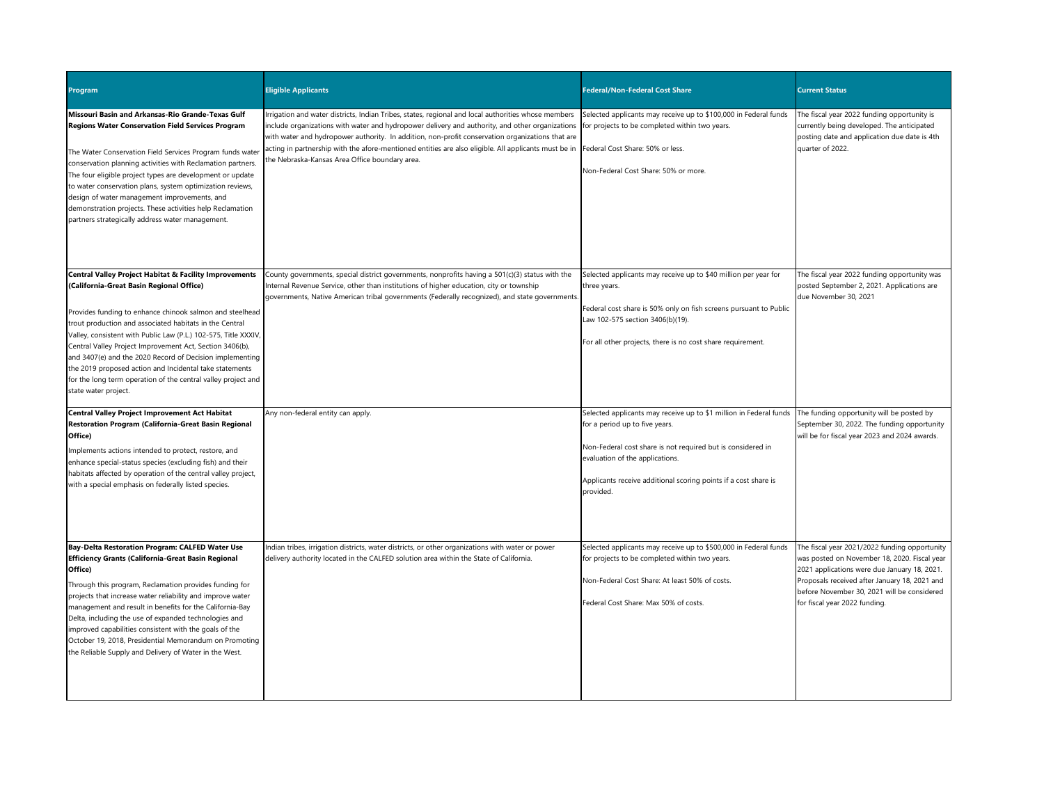| Program | Eligible Applicants | Federal/Non-Federal Cost Share | Current Status |
| --- | --- | --- | --- |
| **Missouri Basin and Arkansas-Rio Grande-Texas Gulf Regions Water Conservation Field Services Program**<br><br>The Water Conservation Field Services Program funds water conservation planning activities with Reclamation partners. The four eligible project types are development or update to water conservation plans, system optimization reviews, design of water management improvements, and demonstration projects. These activities help Reclamation partners strategically address water management. | Irrigation and water districts, Indian Tribes, states, regional and local authorities whose members include organizations with water and hydropower delivery and authority, and other organizations with water and hydropower authority. In addition, non-profit conservation organizations that are acting in partnership with the afore-mentioned entities are also eligible. All applicants must be in the Nebraska-Kansas Area Office boundary area. | Selected applicants may receive up to $100,000 in Federal funds for projects to be completed within two years.<br><br>Federal Cost Share: 50% or less.<br><br>Non-Federal Cost Share: 50% or more. | The fiscal year 2022 funding opportunity is currently being developed. The anticipated posting date and application due date is 4th quarter of 2022. |
| **Central Valley Project Habitat & Facility Improvements (California-Great Basin Regional Office)**<br><br>Provides funding to enhance chinook salmon and steelhead trout production and associated habitats in the Central Valley, consistent with Public Law (P.L.) 102-575, Title XXXIV, Central Valley Project Improvement Act, Section 3406(b), and 3407(e) and the 2020 Record of Decision implementing the 2019 proposed action and Incidental take statements for the long term operation of the central valley project and state water project. | County governments, special district governments, nonprofits having a 501(c)(3) status with the Internal Revenue Service, other than institutions of higher education, city or township governments, Native American tribal governments (Federally recognized), and state governments. | Selected applicants may receive up to $40 million per year for three years.<br><br>Federal cost share is 50% only on fish screens pursuant to Public Law 102-575 section 3406(b)(19).<br><br>For all other projects, there is no cost share requirement. | The fiscal year 2022 funding opportunity was posted September 2, 2021. Applications are due November 30, 2021 |
| **Central Valley Project Improvement Act Habitat Restoration Program (California-Great Basin Regional Office)**<br><br>Implements actions intended to protect, restore, and enhance special-status species (excluding fish) and their habitats affected by operation of the central valley project, with a special emphasis on federally listed species. | Any non-federal entity can apply. | Selected applicants may receive up to $1 million in Federal funds for a period up to five years.<br><br>Non-Federal cost share is not required but is considered in evaluation of the applications.<br><br>Applicants receive additional scoring points if a cost share is provided. | The funding opportunity will be posted by September 30, 2022. The funding opportunity will be for fiscal year 2023 and 2024 awards. |
| **Bay-Delta Restoration Program: CALFED Water Use Efficiency Grants (California-Great Basin Regional Office)**<br><br>Through this program, Reclamation provides funding for projects that increase water reliability and improve water management and result in benefits for the California-Bay Delta, including the use of expanded technologies and improved capabilities consistent with the goals of the October 19, 2018, Presidential Memorandum on Promoting the Reliable Supply and Delivery of Water in the West. | Indian tribes, irrigation districts, water districts, or other organizations with water or power delivery authority located in the CALFED solution area within the State of California. | Selected applicants may receive up to $500,000 in Federal funds for projects to be completed within two years.<br><br>Non-Federal Cost Share: At least 50% of costs.<br><br>Federal Cost Share: Max 50% of costs. | The fiscal year 2021/2022 funding opportunity was posted on November 18, 2020. Fiscal year 2021 applications were due January 18, 2021. Proposals received after January 18, 2021 and before November 30, 2021 will be considered for fiscal year 2022 funding. |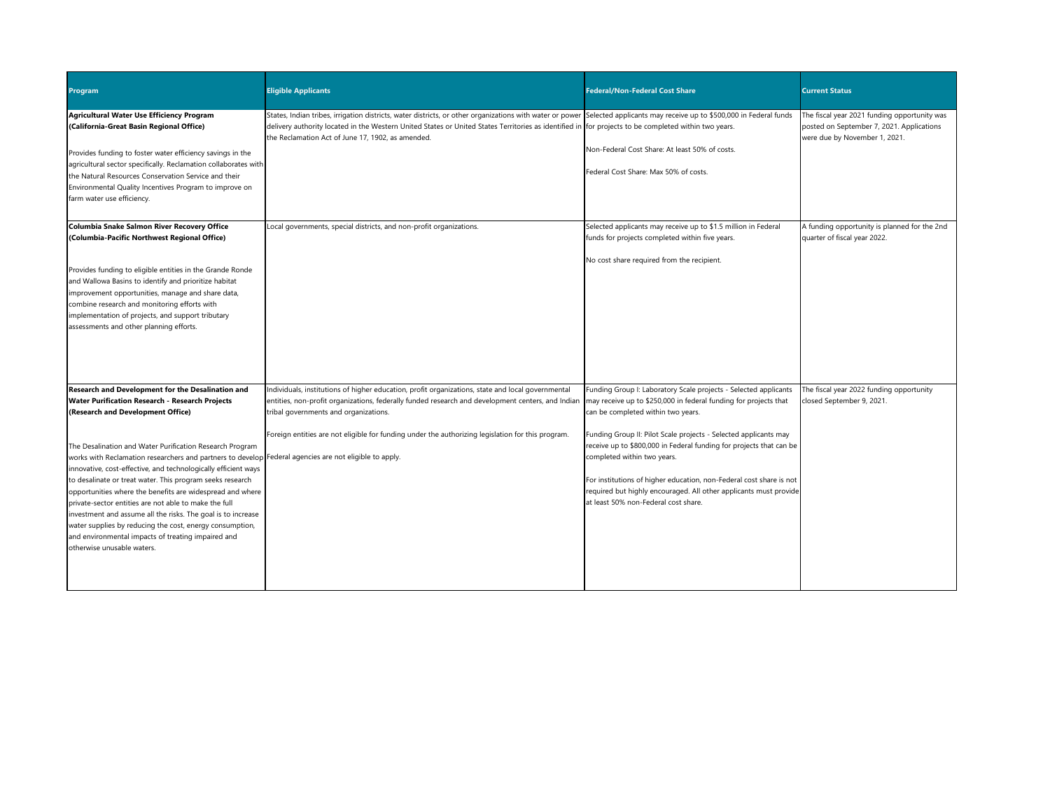| Program | Eligible Applicants | Federal/Non-Federal Cost Share | Current Status |
|---|---|---|---|
| **Agricultural Water Use Efficiency Program (California-Great Basin Regional Office)**<br><br>Provides funding to foster water efficiency savings in the agricultural sector specifically. Reclamation collaborates with the Natural Resources Conservation Service and their Environmental Quality Incentives Program to improve on farm water use efficiency. | States, Indian tribes, irrigation districts, water districts, or other organizations with water or power delivery authority located in the Western United States or United States Territories as identified in the Reclamation Act of June 17, 1902, as amended. | Selected applicants may receive up to $500,000 in Federal funds for projects to be completed within two years.<br><br>Non-Federal Cost Share: At least 50% of costs.<br><br>Federal Cost Share: Max 50% of costs. | The fiscal year 2021 funding opportunity was posted on September 7, 2021. Applications were due by November 1, 2021. |
| **Columbia Snake Salmon River Recovery Office (Columbia-Pacific Northwest Regional Office)**<br><br>Provides funding to eligible entities in the Grande Ronde and Wallowa Basins to identify and prioritize habitat improvement opportunities, manage and share data, combine research and monitoring efforts with implementation of projects, and support tributary assessments and other planning efforts. | Local governments, special districts, and non-profit organizations. | Selected applicants may receive up to $1.5 million in Federal funds for projects completed within five years.<br><br>No cost share required from the recipient. | A funding opportunity is planned for the 2nd quarter of fiscal year 2022. |
| **Research and Development for the Desalination and Water Purification Research - Research Projects (Research and Development Office)**<br><br>The Desalination and Water Purification Research Program works with Reclamation researchers and partners to develop innovative, cost-effective, and technologically efficient ways to desalinate or treat water. This program seeks research opportunities where the benefits are widespread and where private-sector entities are not able to make the full investment and assume all the risks. The goal is to increase water supplies by reducing the cost, energy consumption, and environmental impacts of treating impaired and otherwise unusable waters. | Individuals, institutions of higher education, profit organizations, state and local governmental entities, non-profit organizations, federally funded research and development centers, and Indian tribal governments and organizations.<br><br>Foreign entities are not eligible for funding under the authorizing legislation for this program.<br><br>Federal agencies are not eligible to apply. | Funding Group I: Laboratory Scale projects - Selected applicants may receive up to $250,000 in federal funding for projects that can be completed within two years.<br><br>Funding Group II: Pilot Scale projects - Selected applicants may receive up to $800,000 in Federal funding for projects that can be completed within two years.<br><br>For institutions of higher education, non-Federal cost share is not required but highly encouraged. All other applicants must provide at least 50% non-Federal cost share. | The fiscal year 2022 funding opportunity closed September 9, 2021. |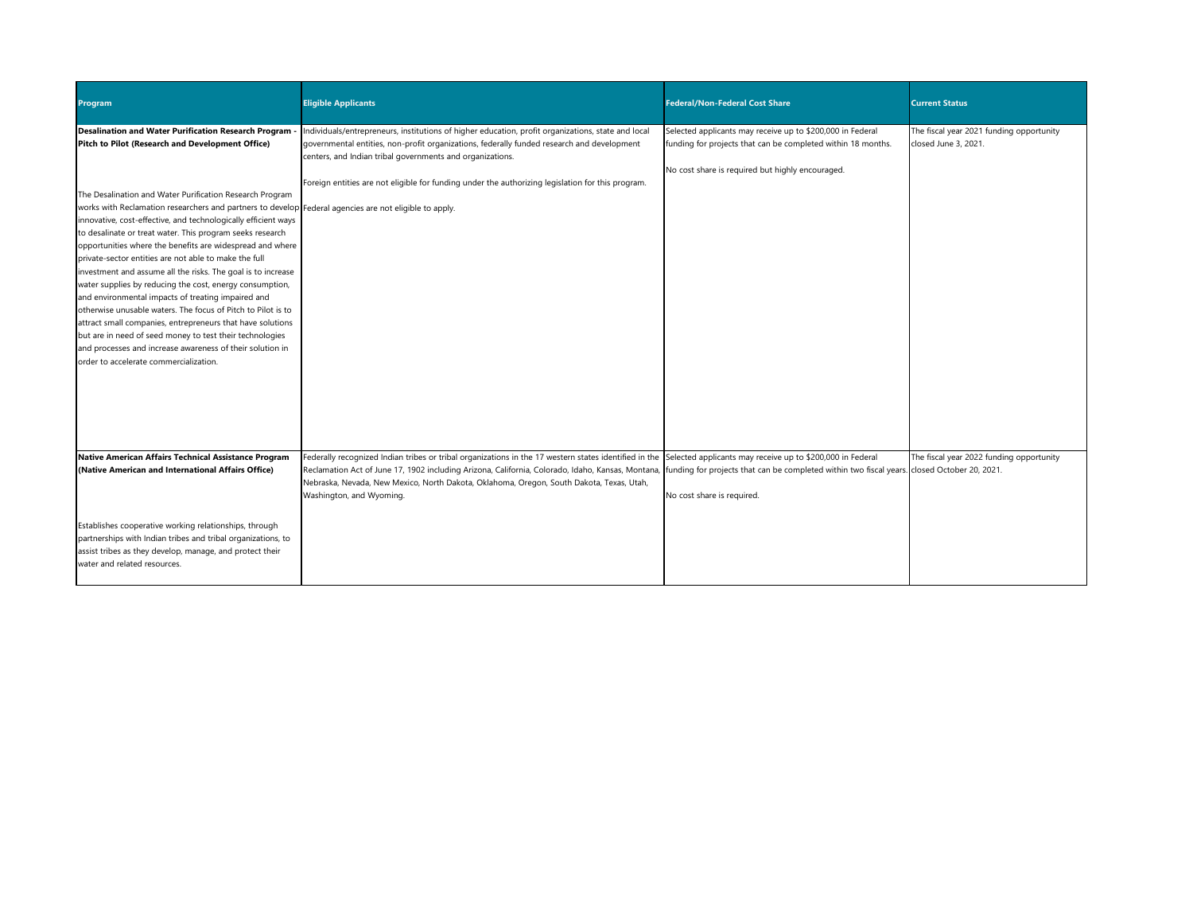| Program | Eligible Applicants | Federal/Non-Federal Cost Share | Current Status |
|---|---|---|---|
| **Desalination and Water Purification Research Program - Pitch to Pilot (Research and Development Office)**<br><br>The Desalination and Water Purification Research Program works with Reclamation researchers and partners to develop innovative, cost-effective, and technologically efficient ways to desalinate or treat water. This program seeks research opportunities where the benefits are widespread and where private-sector entities are not able to make the full investment and assume all the risks. The goal is to increase water supplies by reducing the cost, energy consumption, and environmental impacts of treating impaired and otherwise unusable waters. The focus of Pitch to Pilot is to attract small companies, entrepreneurs that have solutions but are in need of seed money to test their technologies and processes and increase awareness of their solution in order to accelerate commercialization. | Individuals/entrepreneurs, institutions of higher education, profit organizations, state and local governmental entities, non-profit organizations, federally funded research and development centers, and Indian tribal governments and organizations.<br><br>Foreign entities are not eligible for funding under the authorizing legislation for this program.<br><br>Federal agencies are not eligible to apply. | Selected applicants may receive up to $200,000 in Federal funding for projects that can be completed within 18 months.<br><br>No cost share is required but highly encouraged. | The fiscal year 2021 funding opportunity closed June 3, 2021. |
| **Native American Affairs Technical Assistance Program (Native American and International Affairs Office)**<br><br>Establishes cooperative working relationships, through partnerships with Indian tribes and tribal organizations, to assist tribes as they develop, manage, and protect their water and related resources. | Federally recognized Indian tribes or tribal organizations in the 17 western states identified in the Reclamation Act of June 17, 1902 including Arizona, California, Colorado, Idaho, Kansas, Montana, Nebraska, Nevada, New Mexico, North Dakota, Oklahoma, Oregon, South Dakota, Texas, Utah, Washington, and Wyoming. | Selected applicants may receive up to $200,000 in Federal funding for projects that can be completed within two fiscal years.<br><br>No cost share is required. | The fiscal year 2022 funding opportunity closed October 20, 2021. |